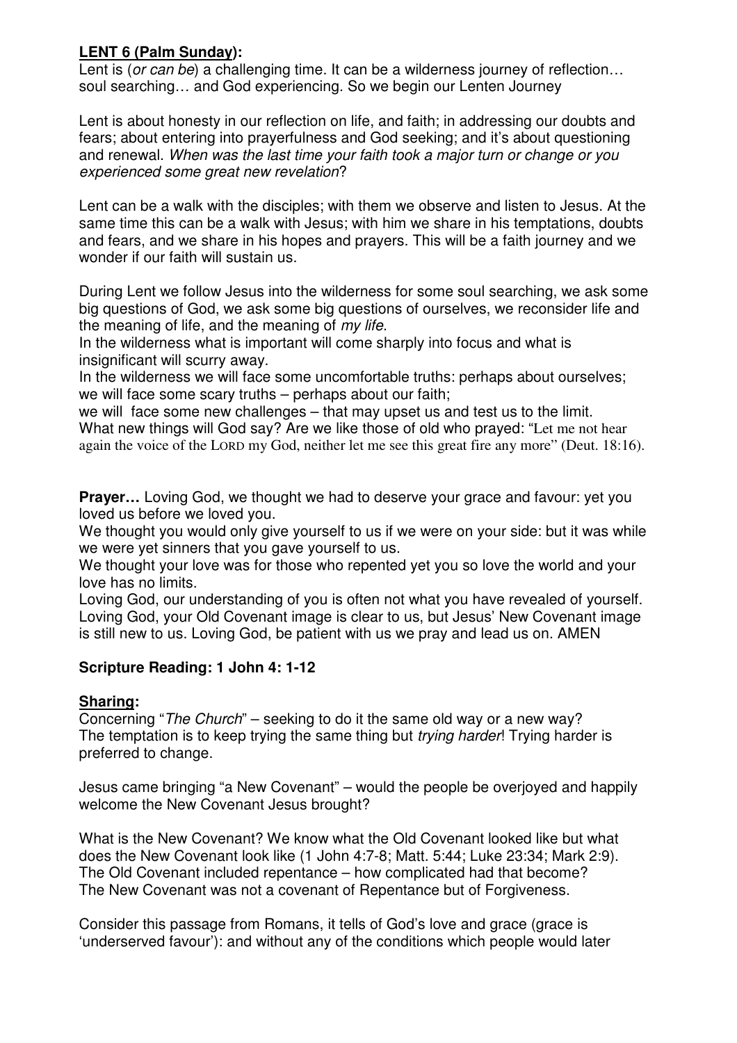**LENT 6 (Palm Sunday):**

Lent is (*or can be*) a challenging time. It can be a wilderness journey of reflection… soul searching… and God experiencing. So we begin our Lenten Journey

Lent is about honesty in our reflection on life, and faith; in addressing our doubts and fears; about entering into prayerfulness and God seeking; and it's about questioning and renewal. *When was the last time your faith took a major turn or change or you experienced some great new revelation*?

Lent can be a walk with the disciples; with them we observe and listen to Jesus. At the same time this can be a walk with Jesus; with him we share in his temptations, doubts and fears, and we share in his hopes and prayers. This will be a faith journey and we wonder if our faith will sustain us.

During Lent we follow Jesus into the wilderness for some soul searching, we ask some big questions of God, we ask some big questions of ourselves, we reconsider life and the meaning of life, and the meaning of *my life*.

In the wilderness what is important will come sharply into focus and what is insignificant will scurry away.

In the wilderness we will face some uncomfortable truths: perhaps about ourselves; we will face some scary truths – perhaps about our faith;

we will face some new challenges – that may upset us and test us to the limit.

What new things will God say? Are we like those of old who prayed: "Let me not hear again the voice of the LORD my God, neither let me see this great fire any more" (Deut. 18:16).

**Prayer…** Loving God, we thought we had to deserve your grace and favour: yet you loved us before we loved you.

We thought you would only give yourself to us if we were on your side: but it was while we were yet sinners that you gave yourself to us.

We thought your love was for those who repented yet you so love the world and your love has no limits.

Loving God, our understanding of you is often not what you have revealed of yourself. Loving God, your Old Covenant image is clear to us, but Jesus' New Covenant image is still new to us. Loving God, be patient with us we pray and lead us on. AMEN

**Scripture Reading: 1 John 4: 1-12**

**Sharing:**

Concerning "*The Church*" – seeking to do it the same old way or a new way?

The temptation is to keep trying the same thing but *trying harder*! Trying harder is preferred to change.

Jesus came bringing "a New Covenant" – would the people be overjoyed and happily welcome the New Covenant Jesus brought?

What is the New Covenant? We know what the Old Covenant looked like but what does the New Covenant look like (1 John 4:7-8; Matt. 5:44; Luke 23:34; Mark 2:9).

The Old Covenant included repentance – how complicated had that become?

The New Covenant was not a covenant of Repentance but of Forgiveness.

Consider this passage from Romans, it tells of God's love and grace (grace is 'underserved favour'): and without any of the conditions which people would later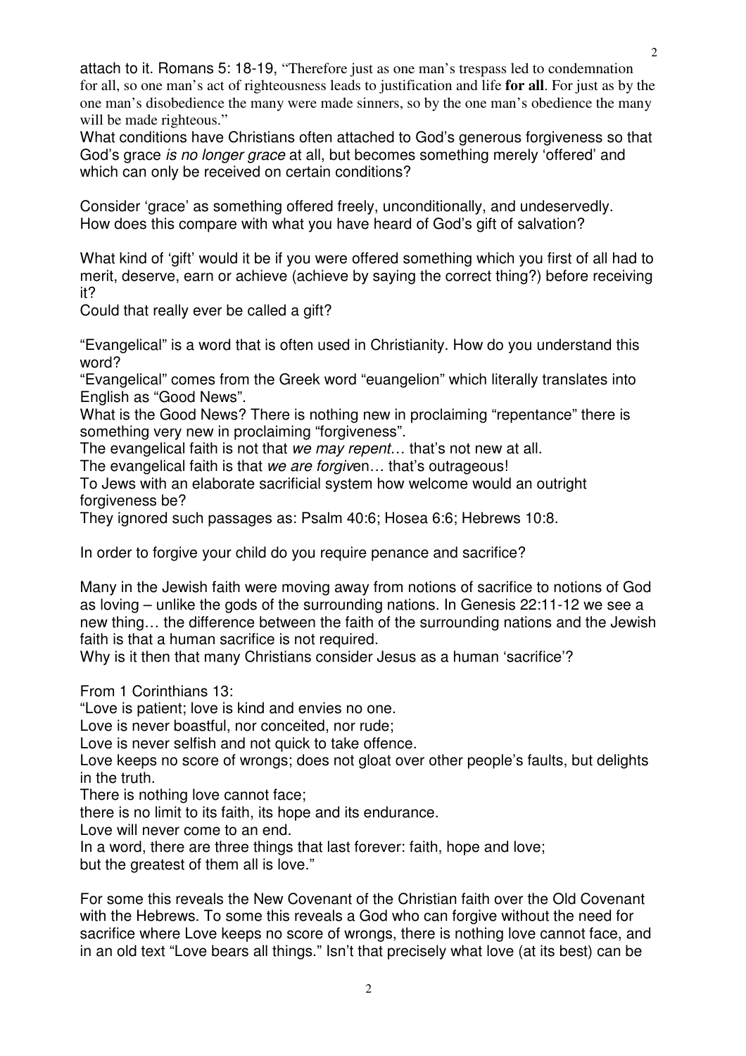attach to it. Romans 5: 18-19, "Therefore just as one man's trespass led to condemnation for all, so one man's act of righteousness leads to justification and life **for all**. For just as by the one man's disobedience the many were made sinners, so by the one man's obedience the many will be made righteous."

What conditions have Christians often attached to God's generous forgiveness so that God's grace *is no longer grace* at all, but becomes something merely 'offered' and which can only be received on certain conditions?

Consider 'grace' as something offered freely, unconditionally, and undeservedly. How does this compare with what you have heard of God's gift of salvation?

What kind of 'gift' would it be if you were offered something which you first of all had to merit, deserve, earn or achieve (achieve by saying the correct thing?) before receiving it?

Could that really ever be called a gift?

"Evangelical" is a word that is often used in Christianity. How do you understand this word?

"Evangelical" comes from the Greek word "euangelion" which literally translates into English as "Good News".

What is the Good News? There is nothing new in proclaiming "repentance" there is something very new in proclaiming "forgiveness".

The evangelical faith is not that *we may repent*… that's not new at all.

The evangelical faith is that *we are forgiv*en… that's outrageous!

To Jews with an elaborate sacrificial system how welcome would an outright forgiveness be?

They ignored such passages as: Psalm 40:6; Hosea 6:6; Hebrews 10:8.

In order to forgive your child do you require penance and sacrifice?

Many in the Jewish faith were moving away from notions of sacrifice to notions of God as loving – unlike the gods of the surrounding nations. In Genesis 22:11-12 we see a new thing… the difference between the faith of the surrounding nations and the Jewish faith is that a human sacrifice is not required.

Why is it then that many Christians consider Jesus as a human 'sacrifice'?

From 1 Corinthians 13:

"Love is patient; love is kind and envies no one.
Love is never boastful, nor conceited, nor rude;
Love is never selfish and not quick to take offence.
Love keeps no score of wrongs; does not gloat over other people's faults, but delights in the truth.
There is nothing love cannot face;
there is no limit to its faith, its hope and its endurance.
Love will never come to an end.
In a word, there are three things that last forever: faith, hope and love;
but the greatest of them all is love."

For some this reveals the New Covenant of the Christian faith over the Old Covenant with the Hebrews. To some this reveals a God who can forgive without the need for sacrifice where Love keeps no score of wrongs, there is nothing love cannot face, and in an old text "Love bears all things." Isn't that precisely what love (at its best) can be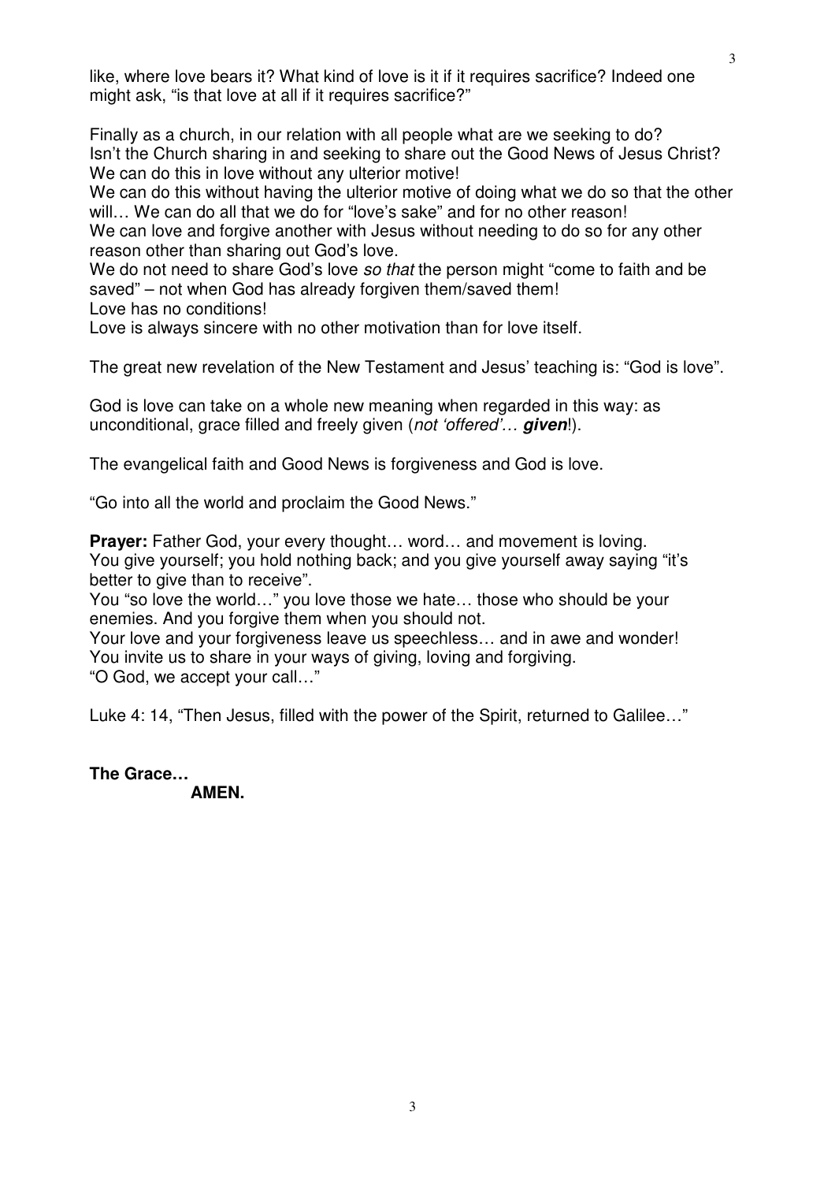like, where love bears it? What kind of love is it if it requires sacrifice? Indeed one might ask, "is that love at all if it requires sacrifice?"

Finally as a church, in our relation with all people what are we seeking to do? Isn't the Church sharing in and seeking to share out the Good News of Jesus Christ? We can do this in love without any ulterior motive!
We can do this without having the ulterior motive of doing what we do so that the other will… We can do all that we do for "love's sake" and for no other reason!
We can love and forgive another with Jesus without needing to do so for any other reason other than sharing out God's love.
We do not need to share God's love *so that* the person might "come to faith and be saved" – not when God has already forgiven them/saved them!
Love has no conditions!
Love is always sincere with no other motivation than for love itself.

The great new revelation of the New Testament and Jesus' teaching is: "God is love".

God is love can take on a whole new meaning when regarded in this way: as unconditional, grace filled and freely given (*not 'offered'…* ***given***!).

The evangelical faith and Good News is forgiveness and God is love.

"Go into all the world and proclaim the Good News."

**Prayer:** Father God, your every thought… word… and movement is loving.
You give yourself; you hold nothing back; and you give yourself away saying "it's better to give than to receive".
You "so love the world…" you love those we hate… those who should be your enemies. And you forgive them when you should not.
Your love and your forgiveness leave us speechless… and in awe and wonder!
You invite us to share in your ways of giving, loving and forgiving.
"O God, we accept your call…"

Luke 4: 14, "Then Jesus, filled with the power of the Spirit, returned to Galilee…"

**The Grace…**
**AMEN.**